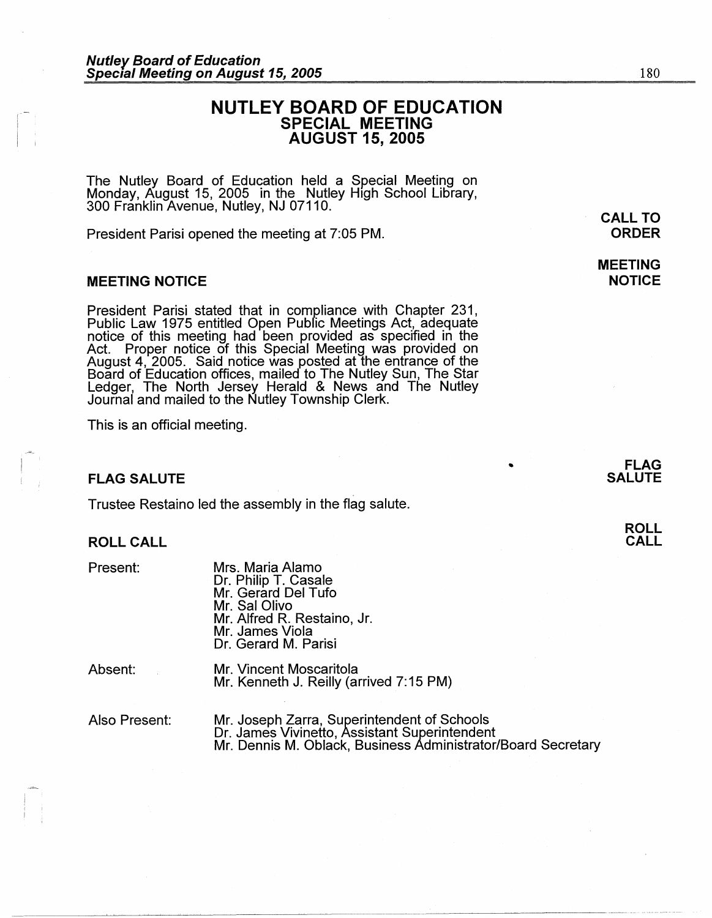# NUTLEY BOARD OF EDUCATION
## SPECIAL MEETING
## AUGUST 15, 2005

The Nutley Board of Education held a Special Meeting on Monday, August 15, 2005 in the Nutley High School Library, 300 Franklin Avenue, Nutley, NJ 07110.

**CALL TO ORDER**

President Parisi opened the meeting at 7:05 PM.

**MEETING NOTICE**

### MEETING NOTICE

President Parisi stated that in compliance with Chapter 231, Public Law 1975 entitled Open Public Meetings Act, adequate notice of this meeting had been provided as specified in the Act. Proper notice of this Special Meeting was provided on August 4, 2005. Said notice was posted at the entrance of the Board of Education offices, mailed to The Nutley Sun, The Star Ledger, The North Jersey Herald & News and The Nutley Journal and mailed to the Nutley Township Clerk.

This is an official meeting.

**FLAG SALUTE**

### FLAG SALUTE

Trustee Restaino led the assembly in the flag salute.

**ROLL CALL**

### ROLL CALL

Present:
- Mrs. Maria Alamo
- Dr. Philip T. Casale
- Mr. Gerard Del Tufo
- Mr. Sal Olivo
- Mr. Alfred R. Restaino, Jr.
- Mr. James Viola
- Dr. Gerard M. Parisi

Absent:
- Mr. Vincent Moscaritola
- Mr. Kenneth J. Reilly (arrived 7:15 PM)

Also Present:
- Mr. Joseph Zarra, Superintendent of Schools
- Dr. James Vivinetto, Assistant Superintendent
- Mr. Dennis M. Oblack, Business Administrator/Board Secretary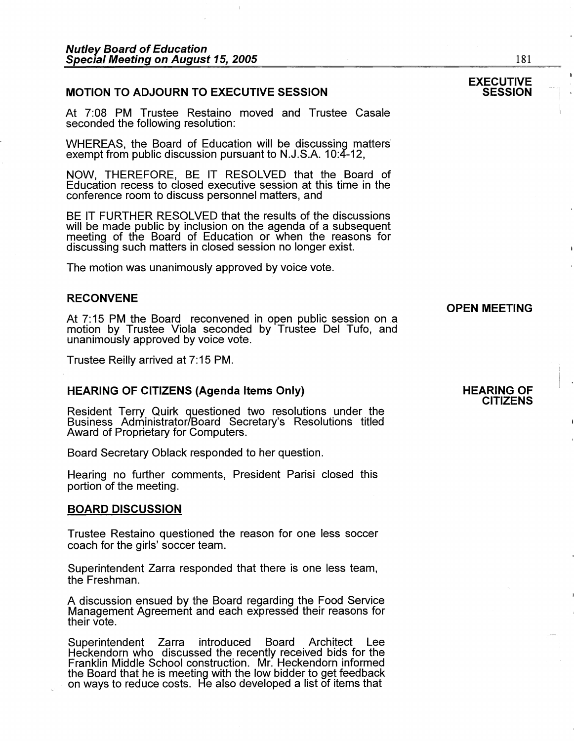## MOTION TO ADJOURN TO EXECUTIVE SESSION

**EXECUTIVE SESSION**

At 7:08 PM Trustee Restaino moved and Trustee Casale seconded the following resolution:

WHEREAS, the Board of Education will be discussing matters exempt from public discussion pursuant to N.J.S.A. 10:4-12,

NOW, THEREFORE, BE IT RESOLVED that the Board of Education recess to closed executive session at this time in the conference room to discuss personnel matters, and

BE IT FURTHER RESOLVED that the results of the discussions will be made public by inclusion on the agenda of a subsequent meeting of the Board of Education or when the reasons for discussing such matters in closed session no longer exist.

The motion was unanimously approved by voice vote.

## RECONVENE

**OPEN MEETING**

At 7:15 PM the Board reconvened in open public session on a motion by Trustee Viola seconded by Trustee Del Tufo, and unanimously approved by voice vote.

Trustee Reilly arrived at 7:15 PM.

## HEARING OF CITIZENS (Agenda Items Only)

**HEARING OF CITIZENS**

Resident Terry Quirk questioned two resolutions under the Business Administrator/Board Secretary's Resolutions titled Award of Proprietary for Computers.

Board Secretary Oblack responded to her question.

Hearing no further comments, President Parisi closed this portion of the meeting.

## BOARD DISCUSSION

Trustee Restaino questioned the reason for one less soccer coach for the girls' soccer team.

Superintendent Zarra responded that there is one less team, the Freshman.

A discussion ensued by the Board regarding the Food Service Management Agreement and each expressed their reasons for their vote.

Superintendent Zarra introduced Board Architect Lee Heckendorn who discussed the recently received bids for the Franklin Middle School construction. Mr. Heckendorn informed the Board that he is meeting with the low bidder to get feedback on ways to reduce costs. He also developed a list of items that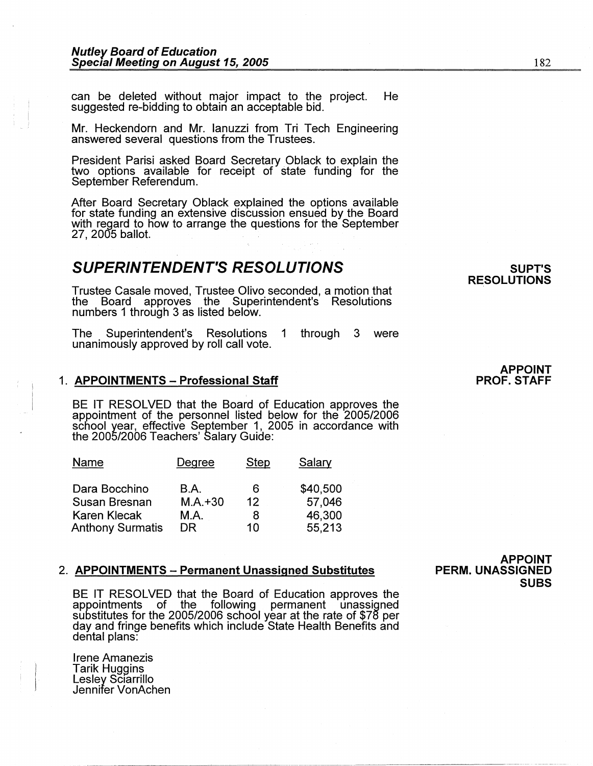can be deleted without major impact to the project. He suggested re-bidding to obtain an acceptable bid.

Mr. Heckendorn and Mr. Ianuzzi from Tri Tech Engineering answered several questions from the Trustees.

President Parisi asked Board Secretary Oblack to explain the two options available for receipt of state funding for the September Referendum.

After Board Secretary Oblack explained the options available for state funding an extensive discussion ensued by the Board with regard to how to arrange the questions for the September 27, 2005 ballot.

## *SUPERINTENDENT'S RESOLUTIONS*

**SUPT'S RESOLUTIONS**

Trustee Casale moved, Trustee Olivo seconded, a motion that the Board approves the Superintendent's Resolutions numbers 1 through 3 as listed below.

The Superintendent's Resolutions 1 through 3 were unanimously approved by roll call vote.

**APPOINT PROF. STAFF**

1. **APPOINTMENTS – Professional Staff**

BE IT RESOLVED that the Board of Education approves the appointment of the personnel listed below for the 2005/2006 school year, effective September 1, 2005 in accordance with the 2005/2006 Teachers' Salary Guide:

| Name | Degree | Step | Salary |
|---|---|---|---|
| Dara Bocchino | B.A. | 6 | $40,500 |
| Susan Bresnan | M.A.+30 | 12 | 57,046 |
| Karen Klecak | M.A. | 8 | 46,300 |
| Anthony Surmatis | DR | 10 | 55,213 |

**APPOINT PERM. UNASSIGNED SUBS**

2. **APPOINTMENTS – Permanent Unassigned Substitutes**

BE IT RESOLVED that the Board of Education approves the appointments of the following permanent unassigned substitutes for the 2005/2006 school year at the rate of $78 per day and fringe benefits which include State Health Benefits and dental plans:

Irene Amanezis
Tarik Huggins
Lesley Sciarrillo
Jennifer VonAchen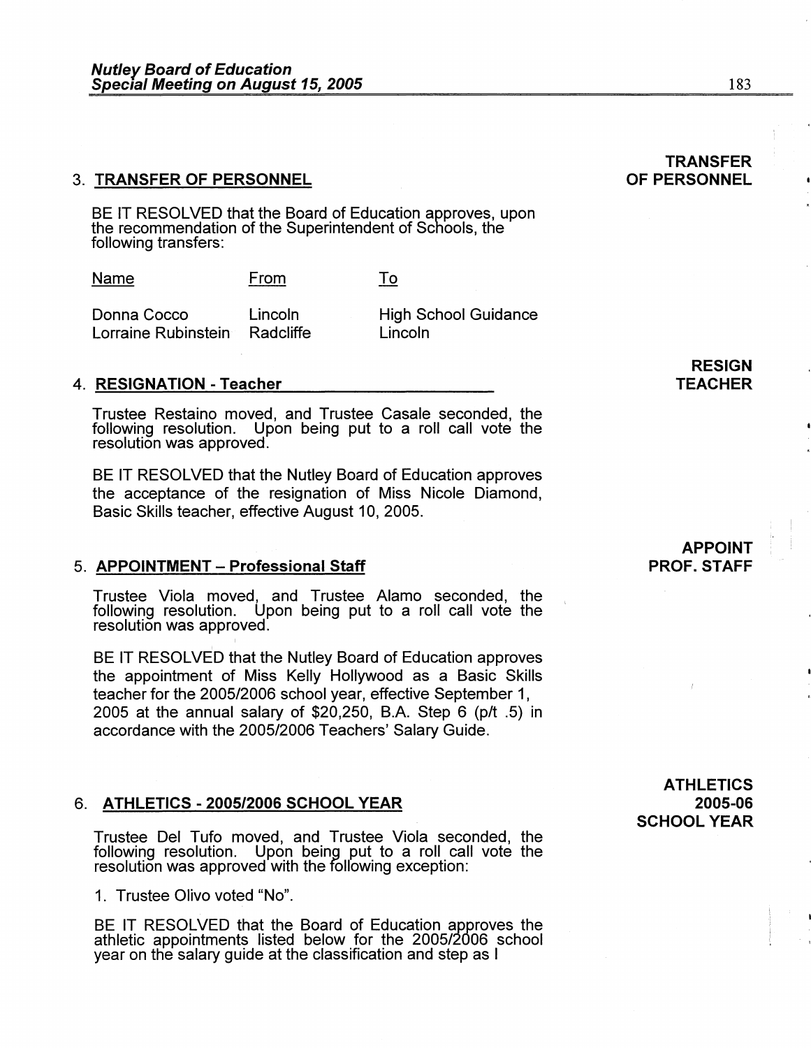### 3. TRANSFER OF PERSONNEL

**TRANSFER OF PERSONNEL**

BE IT RESOLVED that the Board of Education approves, upon the recommendation of the Superintendent of Schools, the following transfers:

| Name | From | To |
|---|---|---|
| Donna Cocco | Lincoln | High School Guidance |
| Lorraine Rubinstein | Radcliffe | Lincoln |

### 4. RESIGNATION - Teacher

**RESIGN TEACHER**

Trustee Restaino moved, and Trustee Casale seconded, the following resolution. Upon being put to a roll call vote the resolution was approved.

BE IT RESOLVED that the Nutley Board of Education approves the acceptance of the resignation of Miss Nicole Diamond, Basic Skills teacher, effective August 10, 2005.

### 5. APPOINTMENT – Professional Staff

**APPOINT PROF. STAFF**

Trustee Viola moved, and Trustee Alamo seconded, the following resolution. Upon being put to a roll call vote the resolution was approved.

BE IT RESOLVED that the Nutley Board of Education approves the appointment of Miss Kelly Hollywood as a Basic Skills teacher for the 2005/2006 school year, effective September 1, 2005 at the annual salary of $20,250, B.A. Step 6 (p/t .5) in accordance with the 2005/2006 Teachers' Salary Guide.

### 6. ATHLETICS - 2005/2006 SCHOOL YEAR

**ATHLETICS 2005-06 SCHOOL YEAR**

Trustee Del Tufo moved, and Trustee Viola seconded, the following resolution. Upon being put to a roll call vote the resolution was approved with the following exception:

1. Trustee Olivo voted "No".

BE IT RESOLVED that the Board of Education approves the athletic appointments listed below for the 2005/2006 school year on the salary guide at the classification and step as I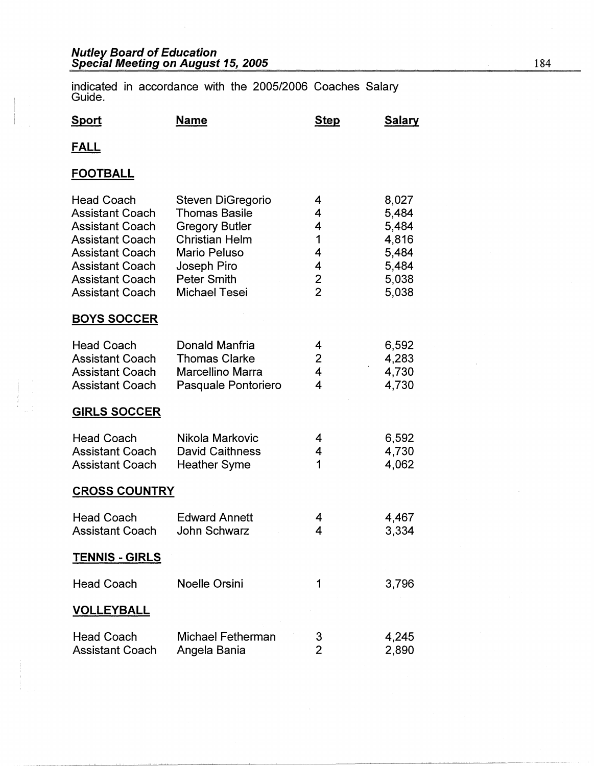indicated in accordance with the 2005/2006 Coaches Salary Guide.

| Sport | Name | Step | Salary |
|---|---|---|---|
| **FALL** | | | |
| **FOOTBALL** | | | |
| Head Coach | Steven DiGregorio | 4 | 8,027 |
| Assistant Coach | Thomas Basile | 4 | 5,484 |
| Assistant Coach | Gregory Butler | 4 | 5,484 |
| Assistant Coach | Christian Helm | 1 | 4,816 |
| Assistant Coach | Mario Peluso | 4 | 5,484 |
| Assistant Coach | Joseph Piro | 4 | 5,484 |
| Assistant Coach | Peter Smith | 2 | 5,038 |
| Assistant Coach | Michael Tesei | 2 | 5,038 |
| **BOYS SOCCER** | | | |
| Head Coach | Donald Manfria | 4 | 6,592 |
| Assistant Coach | Thomas Clarke | 2 | 4,283 |
| Assistant Coach | Marcellino Marra | 4 | 4,730 |
| Assistant Coach | Pasquale Pontoriero | 4 | 4,730 |
| **GIRLS SOCCER** | | | |
| Head Coach | Nikola Markovic | 4 | 6,592 |
| Assistant Coach | David Caithness | 4 | 4,730 |
| Assistant Coach | Heather Syme | 1 | 4,062 |
| **CROSS COUNTRY** | | | |
| Head Coach | Edward Annett | 4 | 4,467 |
| Assistant Coach | John Schwarz | 4 | 3,334 |
| **TENNIS - GIRLS** | | | |
| Head Coach | Noelle Orsini | 1 | 3,796 |
| **VOLLEYBALL** | | | |
| Head Coach | Michael Fetherman | 3 | 4,245 |
| Assistant Coach | Angela Bania | 2 | 2,890 |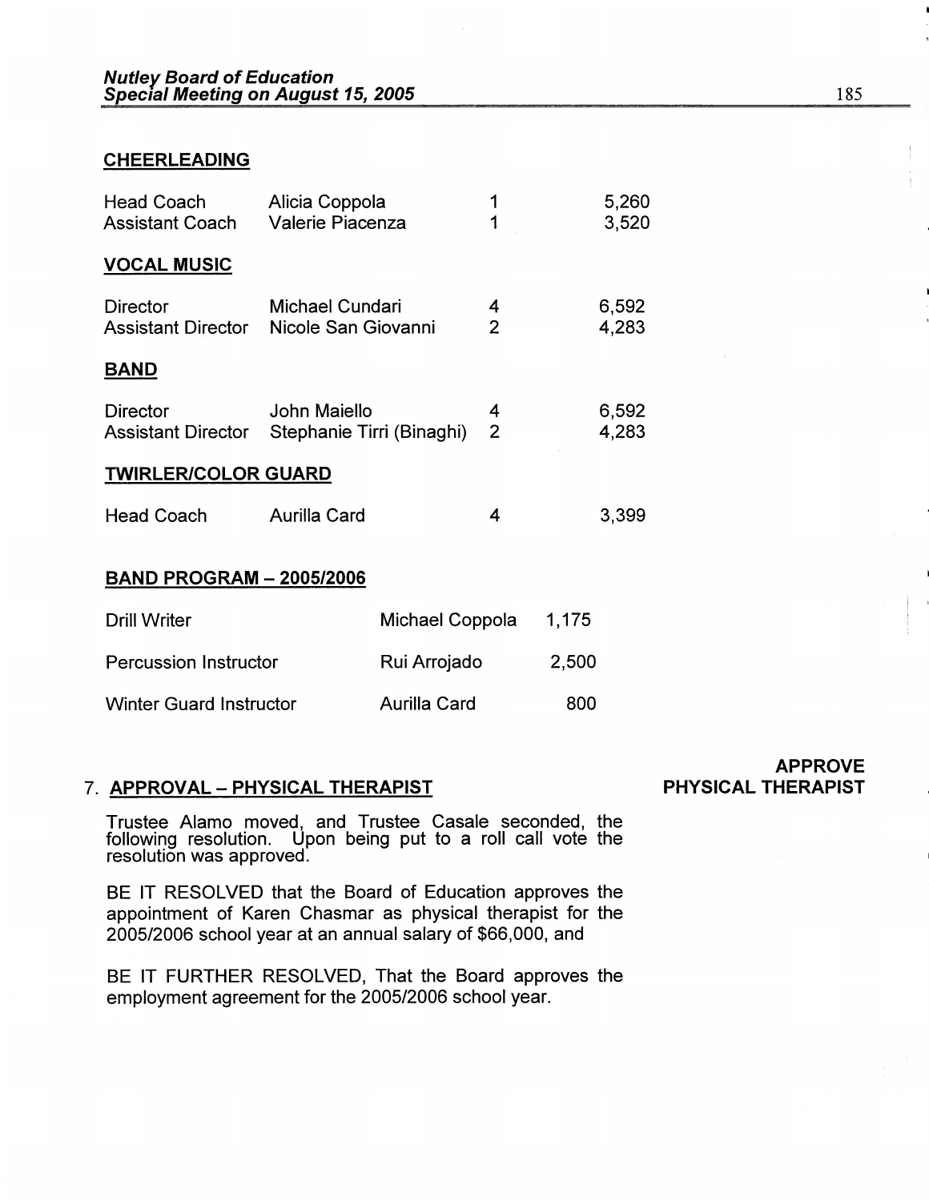**CHEERLEADING**

| | | | |
|---|---|---|---|
| Head Coach | Alicia Coppola | 1 | 5,260 |
| Assistant Coach | Valerie Piacenza | 1 | 3,520 |

**VOCAL MUSIC**

| | | | |
|---|---|---|---|
| Director | Michael Cundari | 4 | 6,592 |
| Assistant Director | Nicole San Giovanni | 2 | 4,283 |

**BAND**

| | | | |
|---|---|---|---|
| Director | John Maiello | 4 | 6,592 |
| Assistant Director | Stephanie Tirri (Binaghi) | 2 | 4,283 |

**TWIRLER/COLOR GUARD**

| | | | |
|---|---|---|---|
| Head Coach | Aurilla Card | 4 | 3,399 |

**BAND PROGRAM – 2005/2006**

| | | |
|---|---|---|
| Drill Writer | Michael Coppola | 1,175 |
| Percussion Instructor | Rui Arrojado | 2,500 |
| Winter Guard Instructor | Aurilla Card | 800 |

7. **APPROVAL – PHYSICAL THERAPIST**

**APPROVE PHYSICAL THERAPIST**

Trustee Alamo moved, and Trustee Casale seconded, the following resolution. Upon being put to a roll call vote the resolution was approved.

BE IT RESOLVED that the Board of Education approves the appointment of Karen Chasmar as physical therapist for the 2005/2006 school year at an annual salary of $66,000, and

BE IT FURTHER RESOLVED, That the Board approves the employment agreement for the 2005/2006 school year.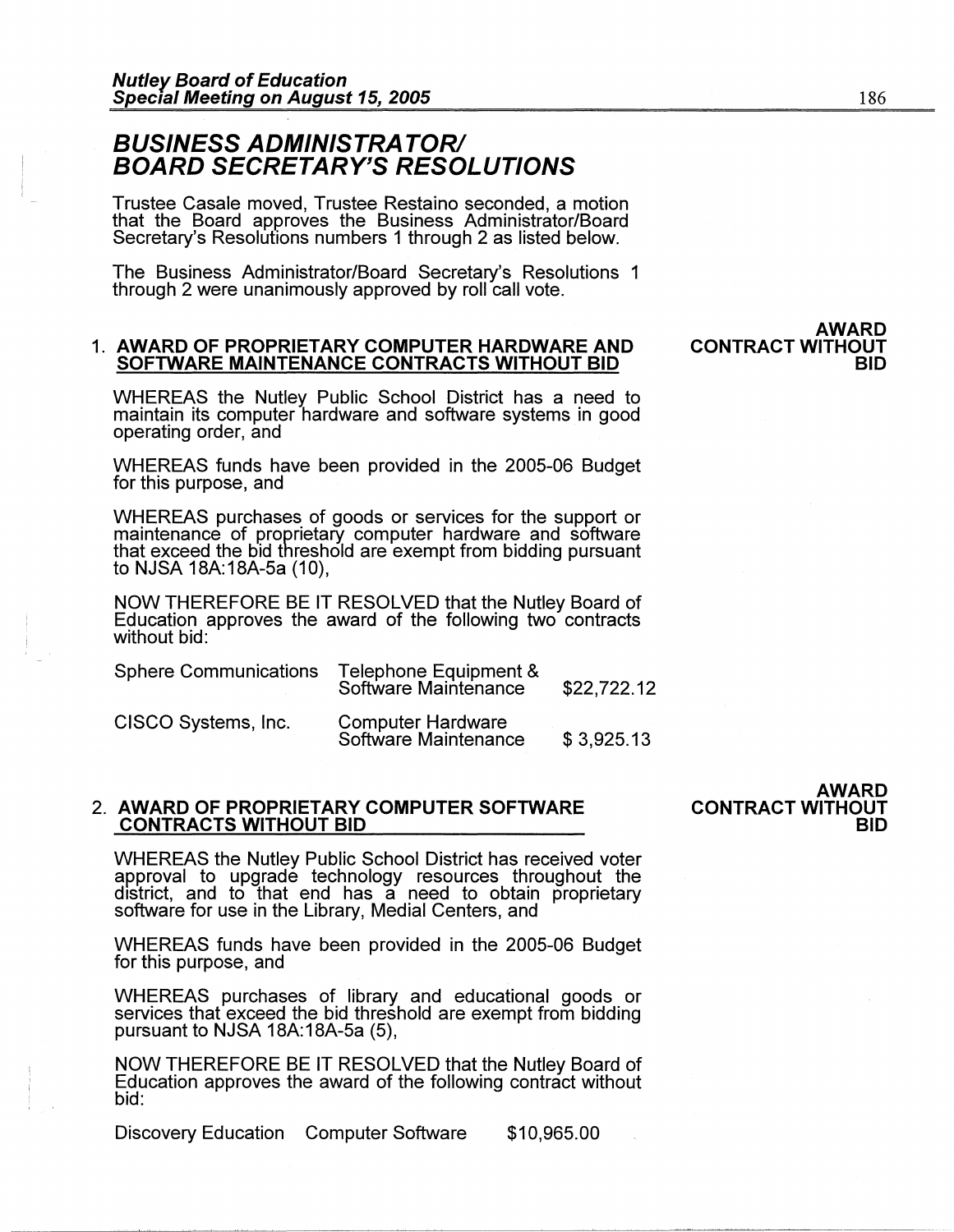# *BUSINESS ADMINISTRATOR/ BOARD SECRETARY'S RESOLUTIONS*

Trustee Casale moved, Trustee Restaino seconded, a motion that the Board approves the Business Administrator/Board Secretary's Resolutions numbers 1 through 2 as listed below.

The Business Administrator/Board Secretary's Resolutions 1 through 2 were unanimously approved by roll call vote.

**AWARD CONTRACT WITHOUT BID**

1. **AWARD OF PROPRIETARY COMPUTER HARDWARE AND SOFTWARE MAINTENANCE CONTRACTS WITHOUT BID**

WHEREAS the Nutley Public School District has a need to maintain its computer hardware and software systems in good operating order, and

WHEREAS funds have been provided in the 2005-06 Budget for this purpose, and

WHEREAS purchases of goods or services for the support or maintenance of proprietary computer hardware and software that exceed the bid threshold are exempt from bidding pursuant to NJSA 18A:18A-5a (10),

NOW THEREFORE BE IT RESOLVED that the Nutley Board of Education approves the award of the following two contracts without bid:

| | | |
|---|---|---|
| Sphere Communications | Telephone Equipment & Software Maintenance | $22,722.12 |
| CISCO Systems, Inc. | Computer Hardware Software Maintenance | $ 3,925.13 |

**AWARD CONTRACT WITHOUT BID**

2. **AWARD OF PROPRIETARY COMPUTER SOFTWARE CONTRACTS WITHOUT BID**

WHEREAS the Nutley Public School District has received voter approval to upgrade technology resources throughout the district, and to that end has a need to obtain proprietary software for use in the Library, Medial Centers, and

WHEREAS funds have been provided in the 2005-06 Budget for this purpose, and

WHEREAS purchases of library and educational goods or services that exceed the bid threshold are exempt from bidding pursuant to NJSA 18A:18A-5a (5),

NOW THEREFORE BE IT RESOLVED that the Nutley Board of Education approves the award of the following contract without bid:

| | | |
|---|---|---|
| Discovery Education | Computer Software | $10,965.00 |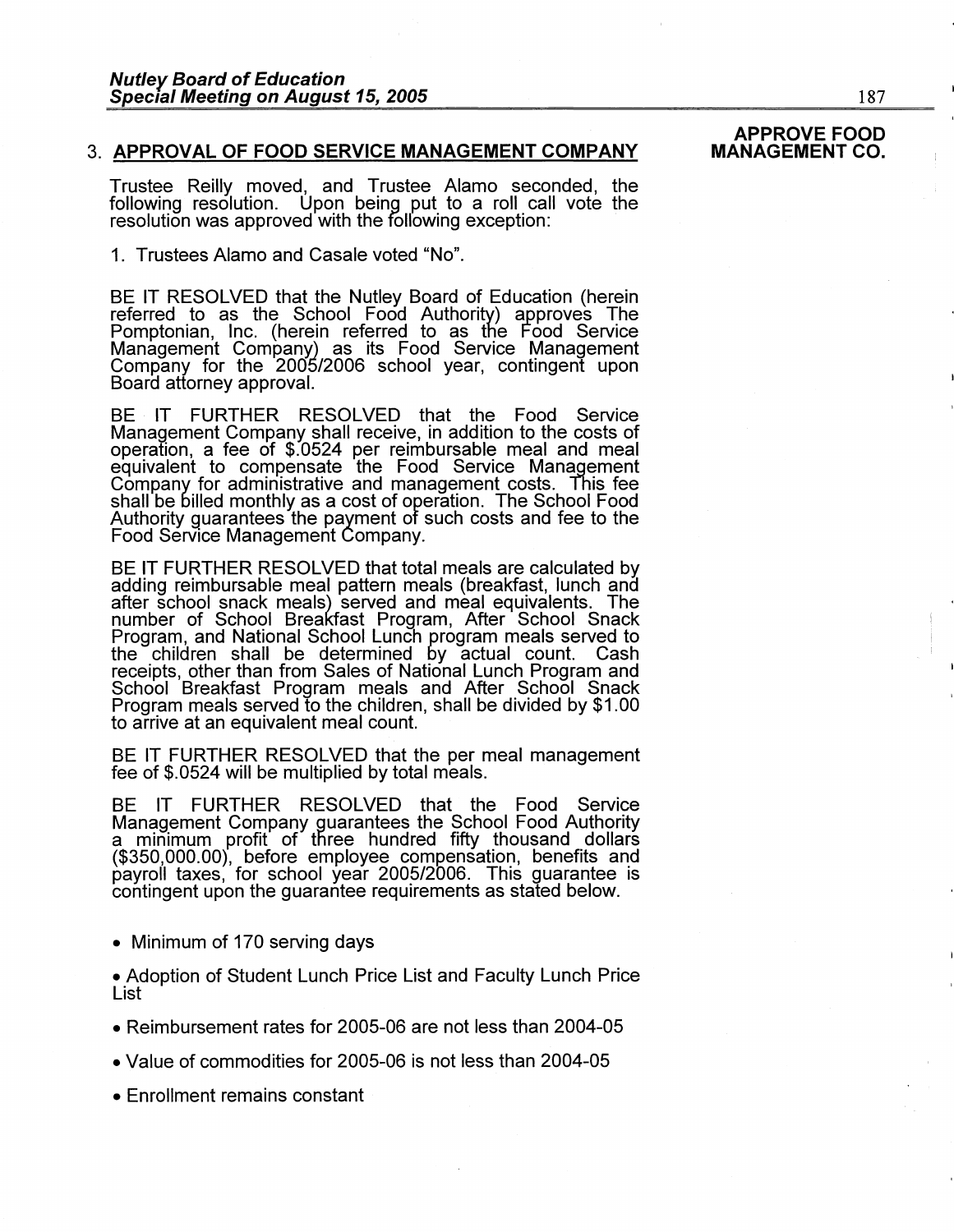### 3. APPROVAL OF FOOD SERVICE MANAGEMENT COMPANY

**APPROVE FOOD MANAGEMENT CO.**

Trustee Reilly moved, and Trustee Alamo seconded, the following resolution. Upon being put to a roll call vote the resolution was approved with the following exception:

1. Trustees Alamo and Casale voted "No".

BE IT RESOLVED that the Nutley Board of Education (herein referred to as the School Food Authority) approves The Pomptonian, Inc. (herein referred to as the Food Service Management Company) as its Food Service Management Company for the 2005/2006 school year, contingent upon Board attorney approval.

BE IT FURTHER RESOLVED that the Food Service Management Company shall receive, in addition to the costs of operation, a fee of $.0524 per reimbursable meal and meal equivalent to compensate the Food Service Management Company for administrative and management costs. This fee shall be billed monthly as a cost of operation. The School Food Authority guarantees the payment of such costs and fee to the Food Service Management Company.

BE IT FURTHER RESOLVED that total meals are calculated by adding reimbursable meal pattern meals (breakfast, lunch and after school snack meals) served and meal equivalents. The number of School Breakfast Program, After School Snack Program, and National School Lunch program meals served to the children shall be determined by actual count. Cash receipts, other than from Sales of National Lunch Program and School Breakfast Program meals and After School Snack Program meals served to the children, shall be divided by $1.00 to arrive at an equivalent meal count.

BE IT FURTHER RESOLVED that the per meal management fee of $.0524 will be multiplied by total meals.

BE IT FURTHER RESOLVED that the Food Service Management Company guarantees the School Food Authority a minimum profit of three hundred fifty thousand dollars ($350,000.00), before employee compensation, benefits and payroll taxes, for school year 2005/2006. This guarantee is contingent upon the guarantee requirements as stated below.

- Minimum of 170 serving days
- Adoption of Student Lunch Price List and Faculty Lunch Price List
- Reimbursement rates for 2005-06 are not less than 2004-05
- Value of commodities for 2005-06 is not less than 2004-05
- Enrollment remains constant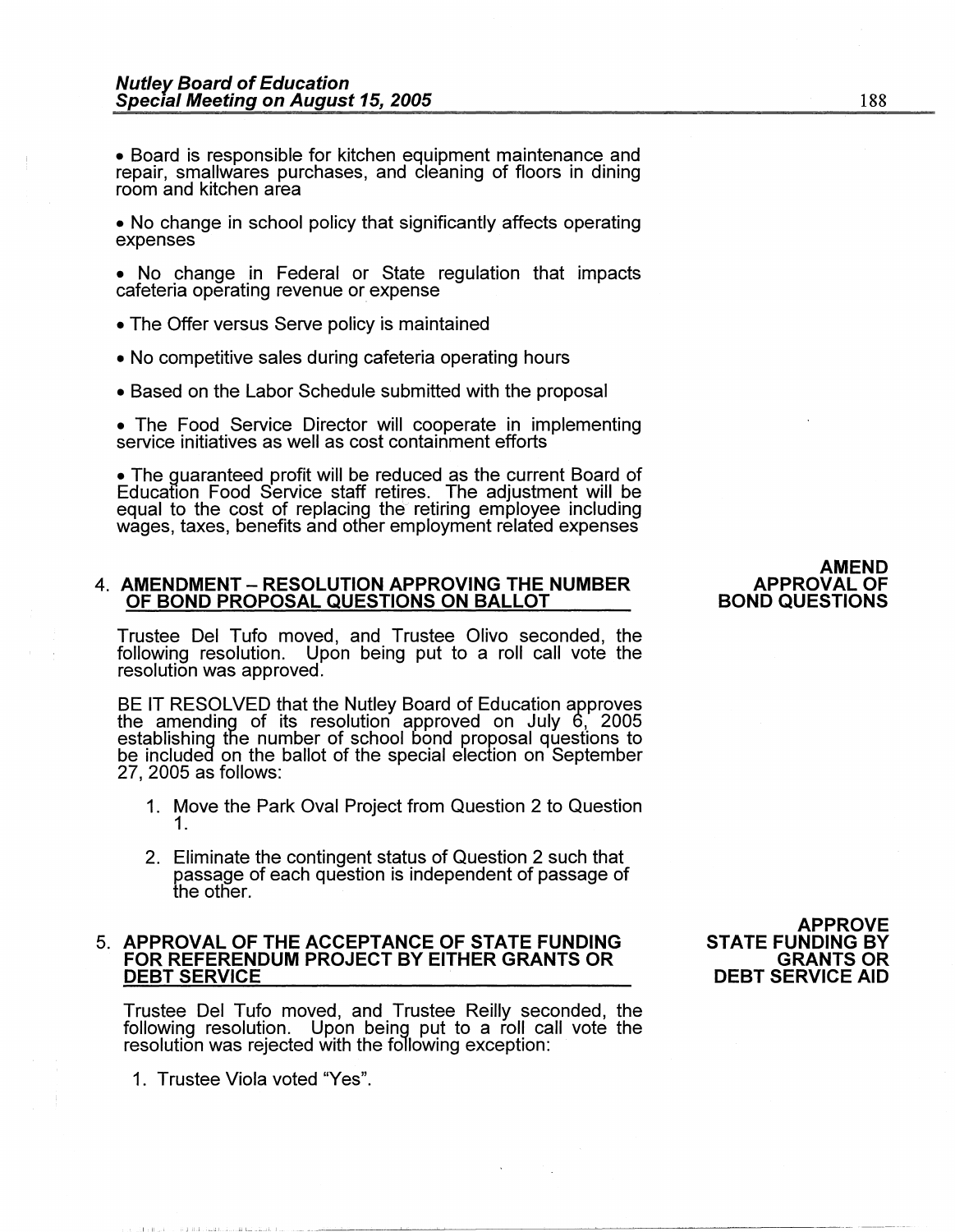- Board is responsible for kitchen equipment maintenance and repair, smallwares purchases, and cleaning of floors in dining room and kitchen area

- No change in school policy that significantly affects operating expenses

- No change in Federal or State regulation that impacts cafeteria operating revenue or expense

- The Offer versus Serve policy is maintained

- No competitive sales during cafeteria operating hours

- Based on the Labor Schedule submitted with the proposal

- The Food Service Director will cooperate in implementing service initiatives as well as cost containment efforts

- The guaranteed profit will be reduced as the current Board of Education Food Service staff retires. The adjustment will be equal to the cost of replacing the retiring employee including wages, taxes, benefits and other employment related expenses

**AMEND APPROVAL OF BOND QUESTIONS**

### 4. AMENDMENT – RESOLUTION APPROVING THE NUMBER OF BOND PROPOSAL QUESTIONS ON BALLOT

Trustee Del Tufo moved, and Trustee Olivo seconded, the following resolution. Upon being put to a roll call vote the resolution was approved.

BE IT RESOLVED that the Nutley Board of Education approves the amending of its resolution approved on July 6, 2005 establishing the number of school bond proposal questions to be included on the ballot of the special election on September 27, 2005 as follows:

1. Move the Park Oval Project from Question 2 to Question 1.

2. Eliminate the contingent status of Question 2 such that passage of each question is independent of passage of the other.

**APPROVE STATE FUNDING BY GRANTS OR DEBT SERVICE AID**

### 5. APPROVAL OF THE ACCEPTANCE OF STATE FUNDING FOR REFERENDUM PROJECT BY EITHER GRANTS OR DEBT SERVICE

Trustee Del Tufo moved, and Trustee Reilly seconded, the following resolution. Upon being put to a roll call vote the resolution was rejected with the following exception:

1. Trustee Viola voted "Yes".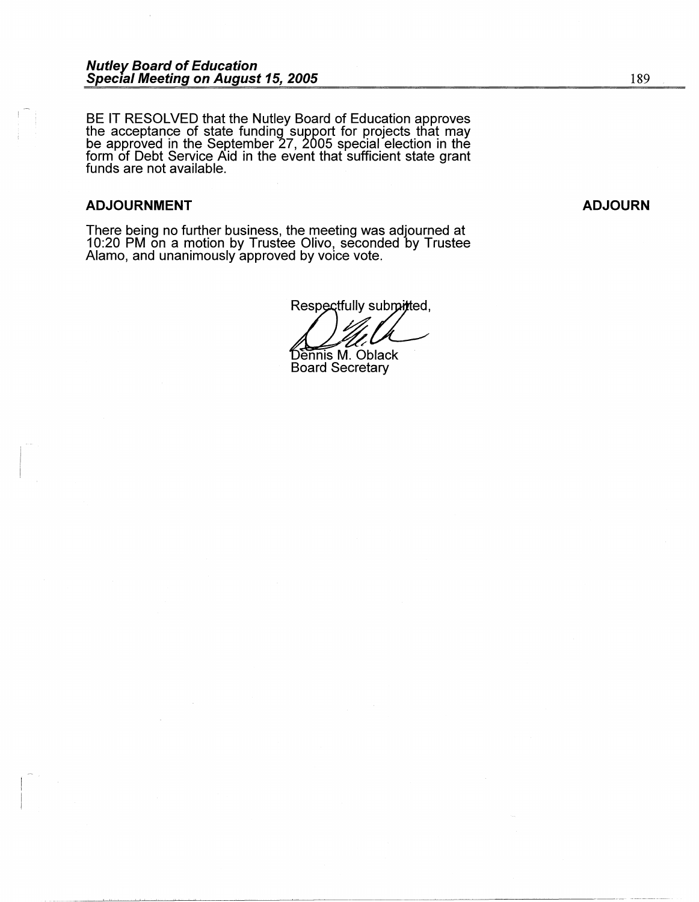BE IT RESOLVED that the Nutley Board of Education approves the acceptance of state funding support for projects that may be approved in the September 27, 2005 special election in the form of Debt Service Aid in the event that sufficient state grant funds are not available.

**ADJOURNMENT** **ADJOURN**

There being no further business, the meeting was adjourned at 10:20 PM on a motion by Trustee Olivo, seconded by Trustee Alamo, and unanimously approved by voice vote.

Respectfully submitted,

Dennis M. Oblack
Board Secretary